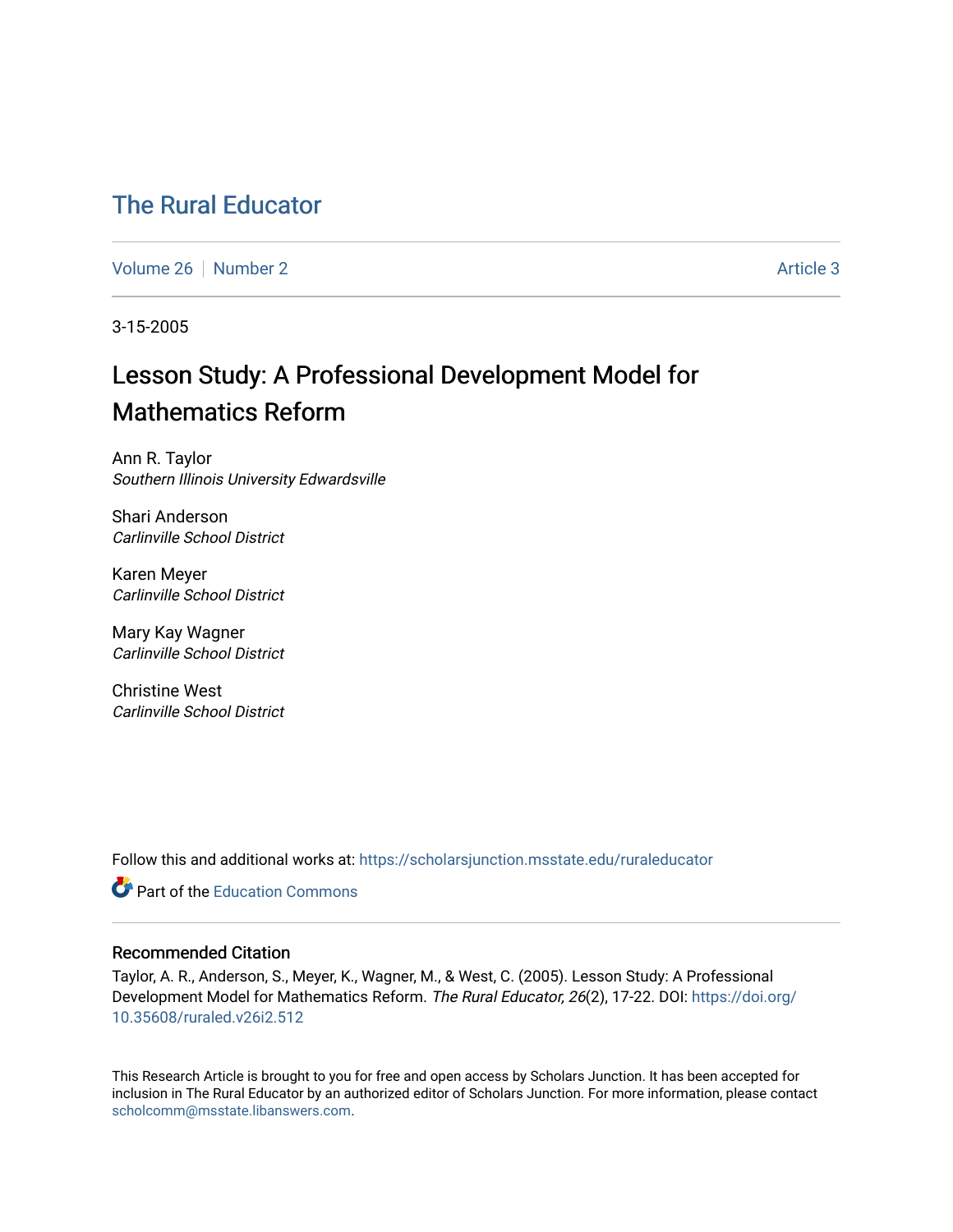# The Rural Educator

Volume 26 | Number 2 | Article 3

3-15-2005

## Lesson Study: A Professional Development Model for Mathematics Reform

Ann R. Taylor
*Southern Illinois University Edwardsville*

Shari Anderson
*Carlinville School District*

Karen Meyer
*Carlinville School District*

Mary Kay Wagner
*Carlinville School District*

Christine West
*Carlinville School District*

Follow this and additional works at: https://scholarsjunction.msstate.edu/ruraleducator

Part of the Education Commons

### Recommended Citation

Taylor, A. R., Anderson, S., Meyer, K., Wagner, M., & West, C. (2005). Lesson Study: A Professional Development Model for Mathematics Reform. *The Rural Educator, 26*(2), 17-22. DOI: https://doi.org/10.35608/ruraled.v26i2.512

This Research Article is brought to you for free and open access by Scholars Junction. It has been accepted for inclusion in The Rural Educator by an authorized editor of Scholars Junction. For more information, please contact scholcomm@msstate.libanswers.com.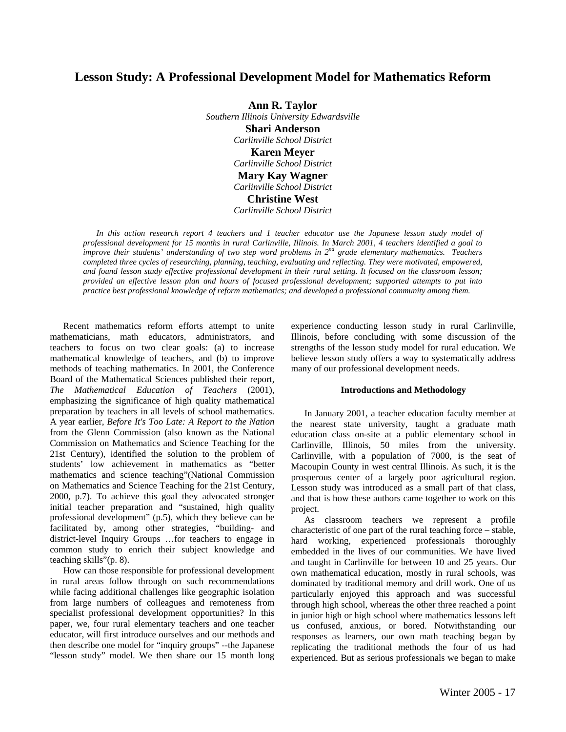# Lesson Study: A Professional Development Model for Mathematics Reform

**Ann R. Taylor**
*Southern Illinois University Edwardsville*

**Shari Anderson**
*Carlinville School District*

**Karen Meyer**
*Carlinville School District*

**Mary Kay Wagner**
*Carlinville School District*

**Christine West**
*Carlinville School District*

*In this action research report 4 teachers and 1 teacher educator use the Japanese lesson study model of professional development for 15 months in rural Carlinville, Illinois. In March 2001, 4 teachers identified a goal to improve their students' understanding of two step word problems in 2nd grade elementary mathematics. Teachers completed three cycles of researching, planning, teaching, evaluating and reflecting. They were motivated, empowered, and found lesson study effective professional development in their rural setting. It focused on the classroom lesson; provided an effective lesson plan and hours of focused professional development; supported attempts to put into practice best professional knowledge of reform mathematics; and developed a professional community among them.*

Recent mathematics reform efforts attempt to unite mathematicians, math educators, administrators, and teachers to focus on two clear goals: (a) to increase mathematical knowledge of teachers, and (b) to improve methods of teaching mathematics. In 2001, the Conference Board of the Mathematical Sciences published their report, *The Mathematical Education of Teachers* (2001), emphasizing the significance of high quality mathematical preparation by teachers in all levels of school mathematics. A year earlier, *Before It's Too Late: A Report to the Nation* from the Glenn Commission (also known as the National Commission on Mathematics and Science Teaching for the 21st Century), identified the solution to the problem of students' low achievement in mathematics as "better mathematics and science teaching"(National Commission on Mathematics and Science Teaching for the 21st Century, 2000, p.7). To achieve this goal they advocated stronger initial teacher preparation and "sustained, high quality professional development" (p.5), which they believe can be facilitated by, among other strategies, "building- and district-level Inquiry Groups …for teachers to engage in common study to enrich their subject knowledge and teaching skills"(p. 8).

How can those responsible for professional development in rural areas follow through on such recommendations while facing additional challenges like geographic isolation from large numbers of colleagues and remoteness from specialist professional development opportunities? In this paper, we, four rural elementary teachers and one teacher educator, will first introduce ourselves and our methods and then describe one model for "inquiry groups" --the Japanese "lesson study" model. We then share our 15 month long experience conducting lesson study in rural Carlinville, Illinois, before concluding with some discussion of the strengths of the lesson study model for rural education. We believe lesson study offers a way to systematically address many of our professional development needs.

### Introductions and Methodology

In January 2001, a teacher education faculty member at the nearest state university, taught a graduate math education class on-site at a public elementary school in Carlinville, Illinois, 50 miles from the university. Carlinville, with a population of 7000, is the seat of Macoupin County in west central Illinois. As such, it is the prosperous center of a largely poor agricultural region. Lesson study was introduced as a small part of that class, and that is how these authors came together to work on this project.

As classroom teachers we represent a profile characteristic of one part of the rural teaching force – stable, hard working, experienced professionals thoroughly embedded in the lives of our communities. We have lived and taught in Carlinville for between 10 and 25 years. Our own mathematical education, mostly in rural schools, was dominated by traditional memory and drill work. One of us particularly enjoyed this approach and was successful through high school, whereas the other three reached a point in junior high or high school where mathematics lessons left us confused, anxious, or bored. Notwithstanding our responses as learners, our own math teaching began by replicating the traditional methods the four of us had experienced. But as serious professionals we began to make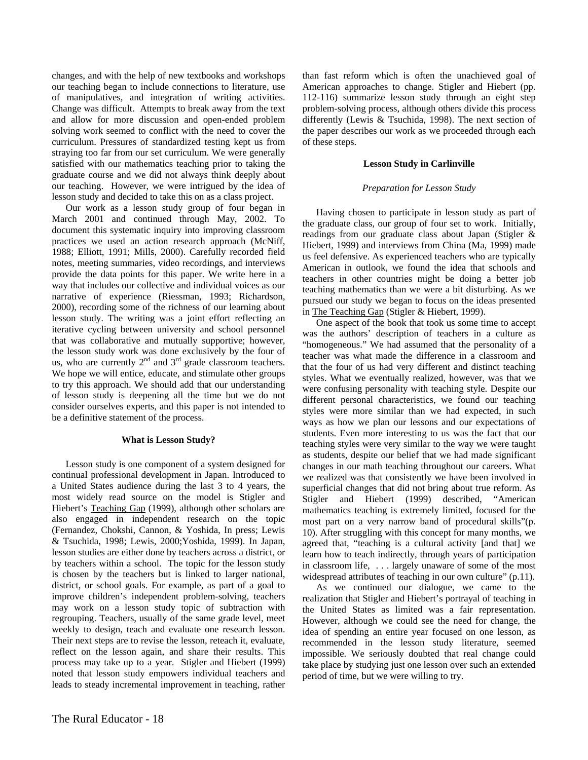changes, and with the help of new textbooks and workshops our teaching began to include connections to literature, use of manipulatives, and integration of writing activities. Change was difficult. Attempts to break away from the text and allow for more discussion and open-ended problem solving work seemed to conflict with the need to cover the curriculum. Pressures of standardized testing kept us from straying too far from our set curriculum. We were generally satisfied with our mathematics teaching prior to taking the graduate course and we did not always think deeply about our teaching. However, we were intrigued by the idea of lesson study and decided to take this on as a class project.

Our work as a lesson study group of four began in March 2001 and continued through May, 2002. To document this systematic inquiry into improving classroom practices we used an action research approach (McNiff, 1988; Elliott, 1991; Mills, 2000). Carefully recorded field notes, meeting summaries, video recordings, and interviews provide the data points for this paper. We write here in a way that includes our collective and individual voices as our narrative of experience (Riessman, 1993; Richardson, 2000), recording some of the richness of our learning about lesson study. The writing was a joint effort reflecting an iterative cycling between university and school personnel that was collaborative and mutually supportive; however, the lesson study work was done exclusively by the four of us, who are currently 2nd and 3rd grade classroom teachers. We hope we will entice, educate, and stimulate other groups to try this approach. We should add that our understanding of lesson study is deepening all the time but we do not consider ourselves experts, and this paper is not intended to be a definitive statement of the process.

## What is Lesson Study?

Lesson study is one component of a system designed for continual professional development in Japan. Introduced to a United States audience during the last 3 to 4 years, the most widely read source on the model is Stigler and Hiebert's Teaching Gap (1999), although other scholars are also engaged in independent research on the topic (Fernandez, Chokshi, Cannon, & Yoshida, In press; Lewis & Tsuchida, 1998; Lewis, 2000;Yoshida, 1999). In Japan, lesson studies are either done by teachers across a district, or by teachers within a school. The topic for the lesson study is chosen by the teachers but is linked to larger national, district, or school goals. For example, as part of a goal to improve children's independent problem-solving, teachers may work on a lesson study topic of subtraction with regrouping. Teachers, usually of the same grade level, meet weekly to design, teach and evaluate one research lesson. Their next steps are to revise the lesson, reteach it, evaluate, reflect on the lesson again, and share their results. This process may take up to a year. Stigler and Hiebert (1999) noted that lesson study empowers individual teachers and leads to steady incremental improvement in teaching, rather than fast reform which is often the unachieved goal of American approaches to change. Stigler and Hiebert (pp. 112-116) summarize lesson study through an eight step problem-solving process, although others divide this process differently (Lewis & Tsuchida, 1998). The next section of the paper describes our work as we proceeded through each of these steps.

## Lesson Study in Carlinville

### *Preparation for Lesson Study*

Having chosen to participate in lesson study as part of the graduate class, our group of four set to work. Initially, readings from our graduate class about Japan (Stigler & Hiebert, 1999) and interviews from China (Ma, 1999) made us feel defensive. As experienced teachers who are typically American in outlook, we found the idea that schools and teachers in other countries might be doing a better job teaching mathematics than we were a bit disturbing. As we pursued our study we began to focus on the ideas presented in The Teaching Gap (Stigler & Hiebert, 1999).

One aspect of the book that took us some time to accept was the authors' description of teachers in a culture as "homogeneous." We had assumed that the personality of a teacher was what made the difference in a classroom and that the four of us had very different and distinct teaching styles. What we eventually realized, however, was that we were confusing personality with teaching style. Despite our different personal characteristics, we found our teaching styles were more similar than we had expected, in such ways as how we plan our lessons and our expectations of students. Even more interesting to us was the fact that our teaching styles were very similar to the way we were taught as students, despite our belief that we had made significant changes in our math teaching throughout our careers. What we realized was that consistently we have been involved in superficial changes that did not bring about true reform. As Stigler and Hiebert (1999) described, "American mathematics teaching is extremely limited, focused for the most part on a very narrow band of procedural skills"(p. 10). After struggling with this concept for many months, we agreed that, "teaching is a cultural activity [and that] we learn how to teach indirectly, through years of participation in classroom life, . . . largely unaware of some of the most widespread attributes of teaching in our own culture" (p.11).

As we continued our dialogue, we came to the realization that Stigler and Hiebert's portrayal of teaching in the United States as limited was a fair representation. However, although we could see the need for change, the idea of spending an entire year focused on one lesson, as recommended in the lesson study literature, seemed impossible. We seriously doubted that real change could take place by studying just one lesson over such an extended period of time, but we were willing to try.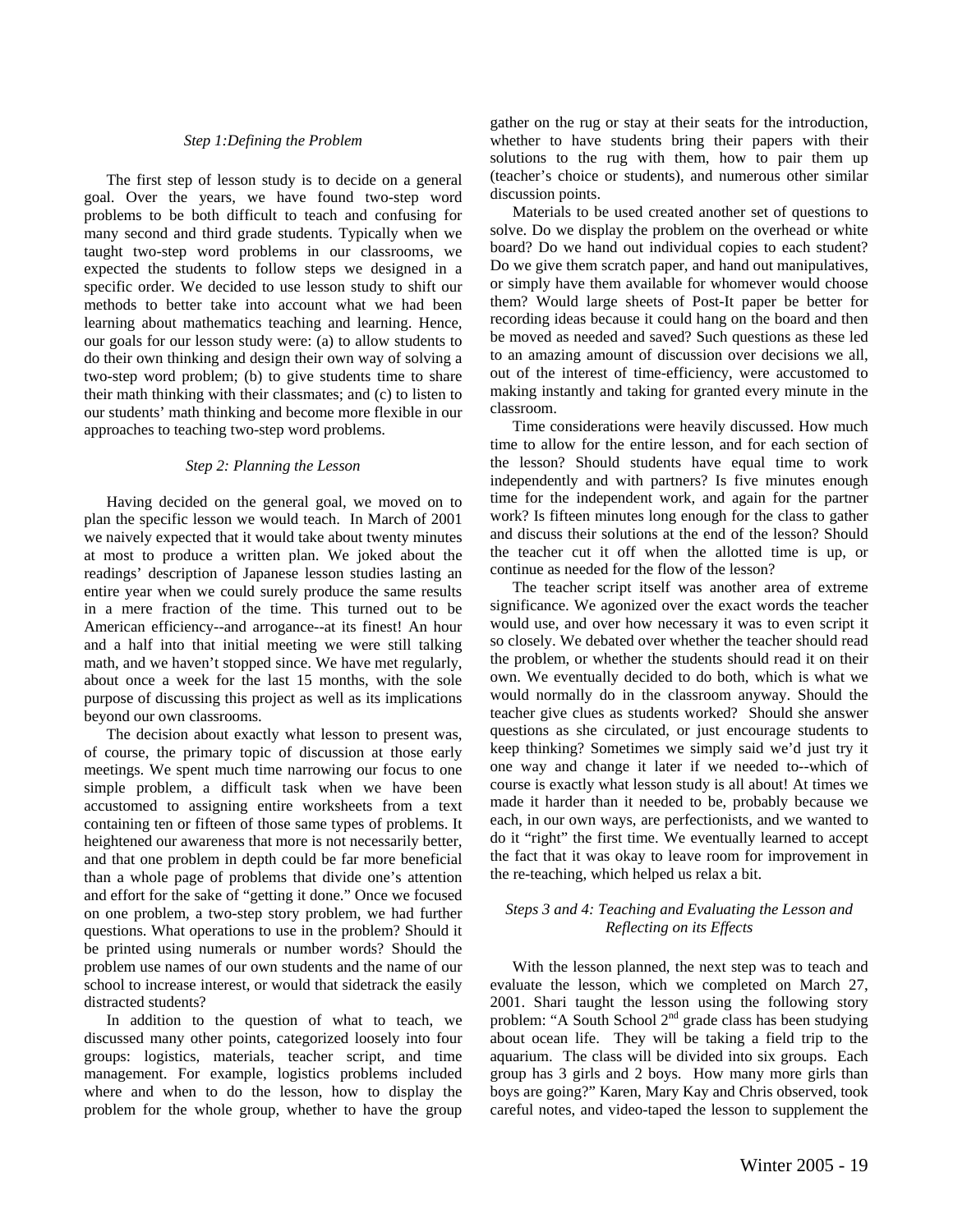### *Step 1:Defining the Problem*

The first step of lesson study is to decide on a general goal. Over the years, we have found two-step word problems to be both difficult to teach and confusing for many second and third grade students. Typically when we taught two-step word problems in our classrooms, we expected the students to follow steps we designed in a specific order. We decided to use lesson study to shift our methods to better take into account what we had been learning about mathematics teaching and learning. Hence, our goals for our lesson study were: (a) to allow students to do their own thinking and design their own way of solving a two-step word problem; (b) to give students time to share their math thinking with their classmates; and (c) to listen to our students' math thinking and become more flexible in our approaches to teaching two-step word problems.

### *Step 2: Planning the Lesson*

Having decided on the general goal, we moved on to plan the specific lesson we would teach. In March of 2001 we naively expected that it would take about twenty minutes at most to produce a written plan. We joked about the readings' description of Japanese lesson studies lasting an entire year when we could surely produce the same results in a mere fraction of the time. This turned out to be American efficiency--and arrogance--at its finest! An hour and a half into that initial meeting we were still talking math, and we haven't stopped since. We have met regularly, about once a week for the last 15 months, with the sole purpose of discussing this project as well as its implications beyond our own classrooms.

The decision about exactly what lesson to present was, of course, the primary topic of discussion at those early meetings. We spent much time narrowing our focus to one simple problem, a difficult task when we have been accustomed to assigning entire worksheets from a text containing ten or fifteen of those same types of problems. It heightened our awareness that more is not necessarily better, and that one problem in depth could be far more beneficial than a whole page of problems that divide one's attention and effort for the sake of "getting it done." Once we focused on one problem, a two-step story problem, we had further questions. What operations to use in the problem? Should it be printed using numerals or number words? Should the problem use names of our own students and the name of our school to increase interest, or would that sidetrack the easily distracted students?

In addition to the question of what to teach, we discussed many other points, categorized loosely into four groups: logistics, materials, teacher script, and time management. For example, logistics problems included where and when to do the lesson, how to display the problem for the whole group, whether to have the group gather on the rug or stay at their seats for the introduction, whether to have students bring their papers with their solutions to the rug with them, how to pair them up (teacher's choice or students), and numerous other similar discussion points.

Materials to be used created another set of questions to solve. Do we display the problem on the overhead or white board? Do we hand out individual copies to each student? Do we give them scratch paper, and hand out manipulatives, or simply have them available for whomever would choose them? Would large sheets of Post-It paper be better for recording ideas because it could hang on the board and then be moved as needed and saved? Such questions as these led to an amazing amount of discussion over decisions we all, out of the interest of time-efficiency, were accustomed to making instantly and taking for granted every minute in the classroom.

Time considerations were heavily discussed. How much time to allow for the entire lesson, and for each section of the lesson? Should students have equal time to work independently and with partners? Is five minutes enough time for the independent work, and again for the partner work? Is fifteen minutes long enough for the class to gather and discuss their solutions at the end of the lesson? Should the teacher cut it off when the allotted time is up, or continue as needed for the flow of the lesson?

The teacher script itself was another area of extreme significance. We agonized over the exact words the teacher would use, and over how necessary it was to even script it so closely. We debated over whether the teacher should read the problem, or whether the students should read it on their own. We eventually decided to do both, which is what we would normally do in the classroom anyway. Should the teacher give clues as students worked? Should she answer questions as she circulated, or just encourage students to keep thinking? Sometimes we simply said we'd just try it one way and change it later if we needed to--which of course is exactly what lesson study is all about! At times we made it harder than it needed to be, probably because we each, in our own ways, are perfectionists, and we wanted to do it "right" the first time. We eventually learned to accept the fact that it was okay to leave room for improvement in the re-teaching, which helped us relax a bit.

### *Steps 3 and 4: Teaching and Evaluating the Lesson and Reflecting on its Effects*

With the lesson planned, the next step was to teach and evaluate the lesson, which we completed on March 27, 2001. Shari taught the lesson using the following story problem: "A South School 2nd grade class has been studying about ocean life. They will be taking a field trip to the aquarium. The class will be divided into six groups. Each group has 3 girls and 2 boys. How many more girls than boys are going?" Karen, Mary Kay and Chris observed, took careful notes, and video-taped the lesson to supplement the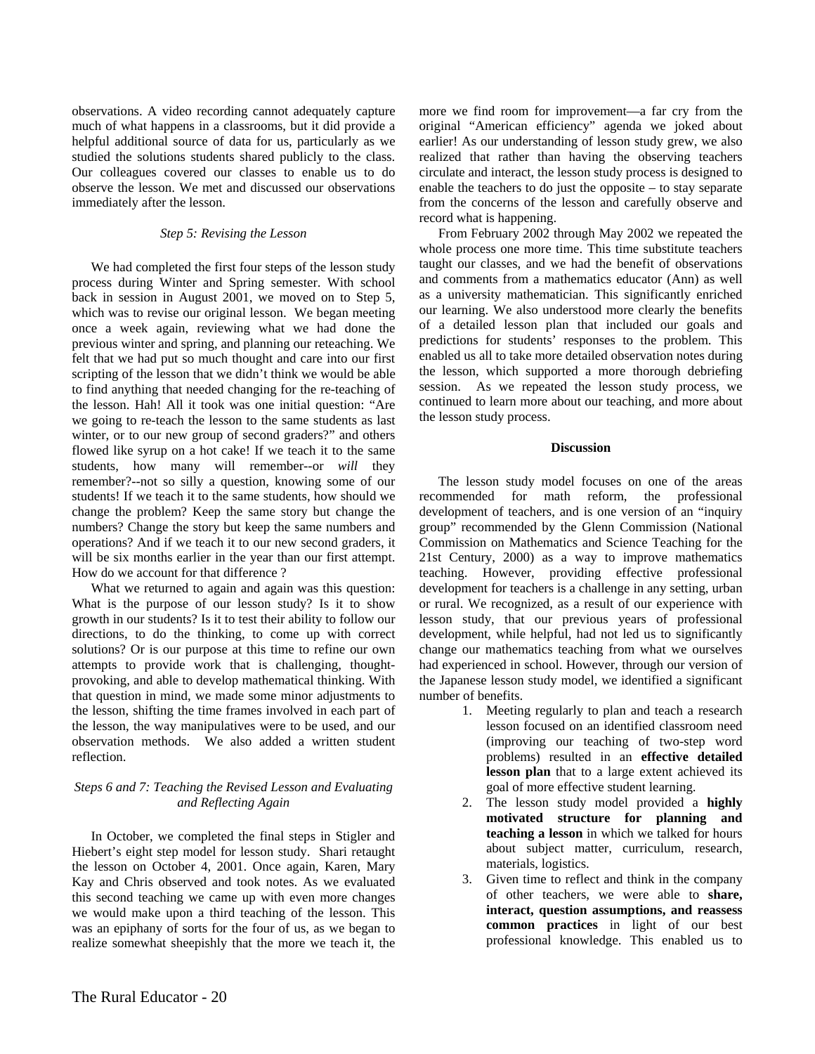observations. A video recording cannot adequately capture much of what happens in a classrooms, but it did provide a helpful additional source of data for us, particularly as we studied the solutions students shared publicly to the class. Our colleagues covered our classes to enable us to do observe the lesson. We met and discussed our observations immediately after the lesson.

### *Step 5: Revising the Lesson*

We had completed the first four steps of the lesson study process during Winter and Spring semester. With school back in session in August 2001, we moved on to Step 5, which was to revise our original lesson. We began meeting once a week again, reviewing what we had done the previous winter and spring, and planning our reteaching. We felt that we had put so much thought and care into our first scripting of the lesson that we didn't think we would be able to find anything that needed changing for the re-teaching of the lesson. Hah! All it took was one initial question: "Are we going to re-teach the lesson to the same students as last winter, or to our new group of second graders?" and others flowed like syrup on a hot cake! If we teach it to the same students, how many will remember--or *will* they remember?--not so silly a question, knowing some of our students! If we teach it to the same students, how should we change the problem? Keep the same story but change the numbers? Change the story but keep the same numbers and operations? And if we teach it to our new second graders, it will be six months earlier in the year than our first attempt. How do we account for that difference ?

What we returned to again and again was this question: What is the purpose of our lesson study? Is it to show growth in our students? Is it to test their ability to follow our directions, to do the thinking, to come up with correct solutions? Or is our purpose at this time to refine our own attempts to provide work that is challenging, thought-provoking, and able to develop mathematical thinking. With that question in mind, we made some minor adjustments to the lesson, shifting the time frames involved in each part of the lesson, the way manipulatives were to be used, and our observation methods. We also added a written student reflection.

### *Steps 6 and 7: Teaching the Revised Lesson and Evaluating and Reflecting Again*

In October, we completed the final steps in Stigler and Hiebert's eight step model for lesson study. Shari retaught the lesson on October 4, 2001. Once again, Karen, Mary Kay and Chris observed and took notes. As we evaluated this second teaching we came up with even more changes we would make upon a third teaching of the lesson. This was an epiphany of sorts for the four of us, as we began to realize somewhat sheepishly that the more we teach it, the more we find room for improvement—a far cry from the original "American efficiency" agenda we joked about earlier! As our understanding of lesson study grew, we also realized that rather than having the observing teachers circulate and interact, the lesson study process is designed to enable the teachers to do just the opposite – to stay separate from the concerns of the lesson and carefully observe and record what is happening.

From February 2002 through May 2002 we repeated the whole process one more time. This time substitute teachers taught our classes, and we had the benefit of observations and comments from a mathematics educator (Ann) as well as a university mathematician. This significantly enriched our learning. We also understood more clearly the benefits of a detailed lesson plan that included our goals and predictions for students' responses to the problem. This enabled us all to take more detailed observation notes during the lesson, which supported a more thorough debriefing session. As we repeated the lesson study process, we continued to learn more about our teaching, and more about the lesson study process.

## Discussion

The lesson study model focuses on one of the areas recommended for math reform, the professional development of teachers, and is one version of an "inquiry group" recommended by the Glenn Commission (National Commission on Mathematics and Science Teaching for the 21st Century, 2000) as a way to improve mathematics teaching. However, providing effective professional development for teachers is a challenge in any setting, urban or rural. We recognized, as a result of our experience with lesson study, that our previous years of professional development, while helpful, had not led us to significantly change our mathematics teaching from what we ourselves had experienced in school. However, through our version of the Japanese lesson study model, we identified a significant number of benefits.

1. Meeting regularly to plan and teach a research lesson focused on an identified classroom need (improving our teaching of two-step word problems) resulted in an **effective detailed lesson plan** that to a large extent achieved its goal of more effective student learning.
2. The lesson study model provided a **highly motivated structure for planning and teaching a lesson** in which we talked for hours about subject matter, curriculum, research, materials, logistics.
3. Given time to reflect and think in the company of other teachers, we were able to **share, interact, question assumptions, and reassess common practices** in light of our best professional knowledge. This enabled us to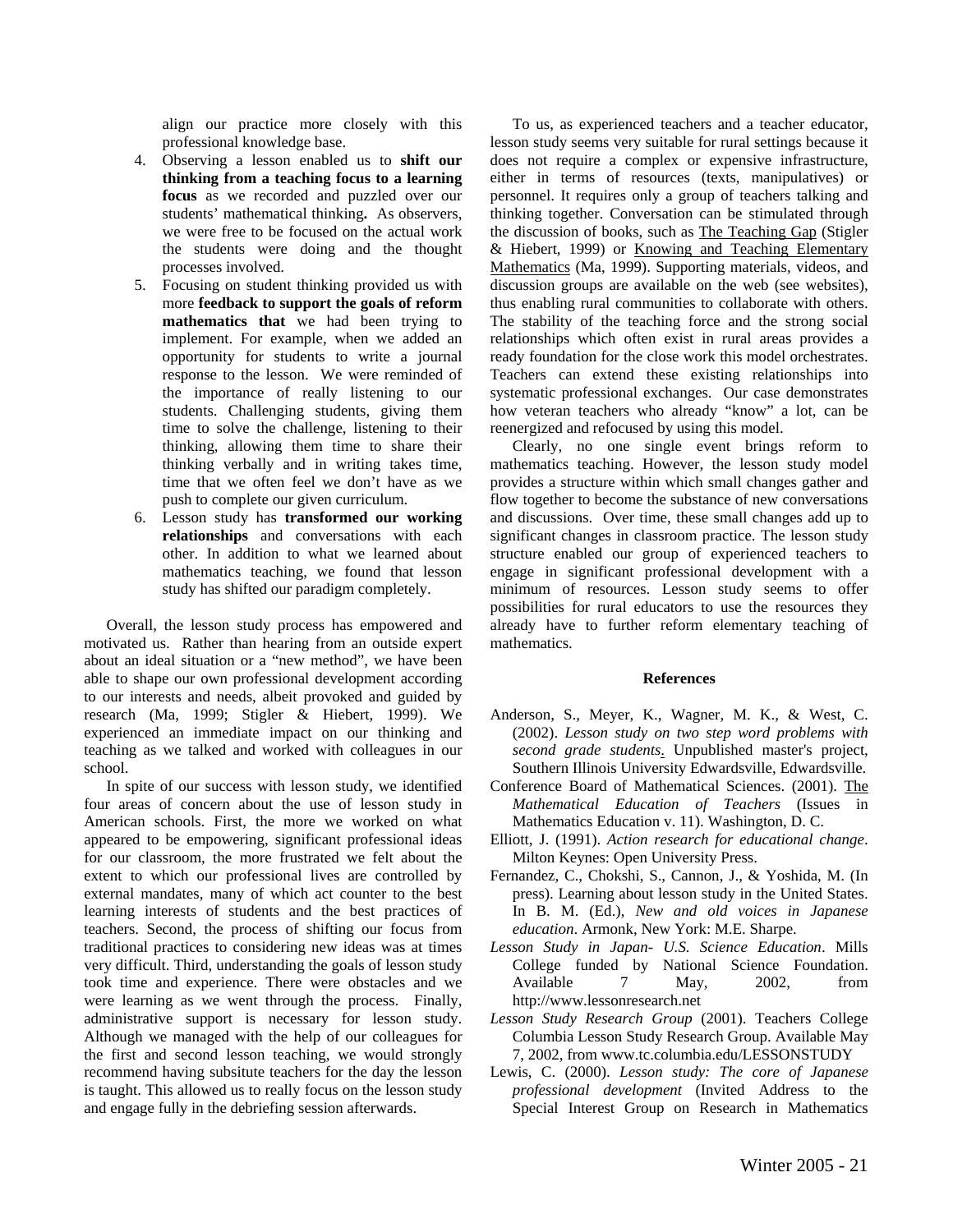align our practice more closely with this professional knowledge base.

4. Observing a lesson enabled us to **shift our thinking from a teaching focus to a learning focus** as we recorded and puzzled over our students' mathematical thinking**.** As observers, we were free to be focused on the actual work the students were doing and the thought processes involved.
5. Focusing on student thinking provided us with more **feedback to support the goals of reform mathematics that** we had been trying to implement. For example, when we added an opportunity for students to write a journal response to the lesson. We were reminded of the importance of really listening to our students. Challenging students, giving them time to solve the challenge, listening to their thinking, allowing them time to share their thinking verbally and in writing takes time, time that we often feel we don't have as we push to complete our given curriculum.
6. Lesson study has **transformed our working relationships** and conversations with each other. In addition to what we learned about mathematics teaching, we found that lesson study has shifted our paradigm completely.

Overall, the lesson study process has empowered and motivated us. Rather than hearing from an outside expert about an ideal situation or a "new method", we have been able to shape our own professional development according to our interests and needs, albeit provoked and guided by research (Ma, 1999; Stigler & Hiebert, 1999). We experienced an immediate impact on our thinking and teaching as we talked and worked with colleagues in our school.

In spite of our success with lesson study, we identified four areas of concern about the use of lesson study in American schools. First, the more we worked on what appeared to be empowering, significant professional ideas for our classroom, the more frustrated we felt about the extent to which our professional lives are controlled by external mandates, many of which act counter to the best learning interests of students and the best practices of teachers. Second, the process of shifting our focus from traditional practices to considering new ideas was at times very difficult. Third, understanding the goals of lesson study took time and experience. There were obstacles and we were learning as we went through the process. Finally, administrative support is necessary for lesson study. Although we managed with the help of our colleagues for the first and second lesson teaching, we would strongly recommend having subsitute teachers for the day the lesson is taught. This allowed us to really focus on the lesson study and engage fully in the debriefing session afterwards.

To us, as experienced teachers and a teacher educator, lesson study seems very suitable for rural settings because it does not require a complex or expensive infrastructure, either in terms of resources (texts, manipulatives) or personnel. It requires only a group of teachers talking and thinking together. Conversation can be stimulated through the discussion of books, such as The Teaching Gap (Stigler & Hiebert, 1999) or Knowing and Teaching Elementary Mathematics (Ma, 1999). Supporting materials, videos, and discussion groups are available on the web (see websites), thus enabling rural communities to collaborate with others. The stability of the teaching force and the strong social relationships which often exist in rural areas provides a ready foundation for the close work this model orchestrates. Teachers can extend these existing relationships into systematic professional exchanges. Our case demonstrates how veteran teachers who already "know" a lot, can be reenergized and refocused by using this model.

Clearly, no one single event brings reform to mathematics teaching. However, the lesson study model provides a structure within which small changes gather and flow together to become the substance of new conversations and discussions. Over time, these small changes add up to significant changes in classroom practice. The lesson study structure enabled our group of experienced teachers to engage in significant professional development with a minimum of resources. Lesson study seems to offer possibilities for rural educators to use the resources they already have to further reform elementary teaching of mathematics.

**References**

Anderson, S., Meyer, K., Wagner, M. K., & West, C. (2002). *Lesson study on two step word problems with second grade students.* Unpublished master's project, Southern Illinois University Edwardsville, Edwardsville.

Conference Board of Mathematical Sciences. (2001). *The Mathematical Education of Teachers* (Issues in Mathematics Education v. 11). Washington, D. C.

Elliott, J. (1991). *Action research for educational change*. Milton Keynes: Open University Press.

Fernandez, C., Chokshi, S., Cannon, J., & Yoshida, M. (In press). Learning about lesson study in the United States. In B. M. (Ed.), *New and old voices in Japanese education*. Armonk, New York: M.E. Sharpe.

*Lesson Study in Japan- U.S. Science Education*. Mills College funded by National Science Foundation. Available 7 May, 2002, from http://www.lessonresearch.net

*Lesson Study Research Group* (2001). Teachers College Columbia Lesson Study Research Group. Available May 7, 2002, from www.tc.columbia.edu/LESSONSTUDY

Lewis, C. (2000). *Lesson study: The core of Japanese professional development* (Invited Address to the Special Interest Group on Research in Mathematics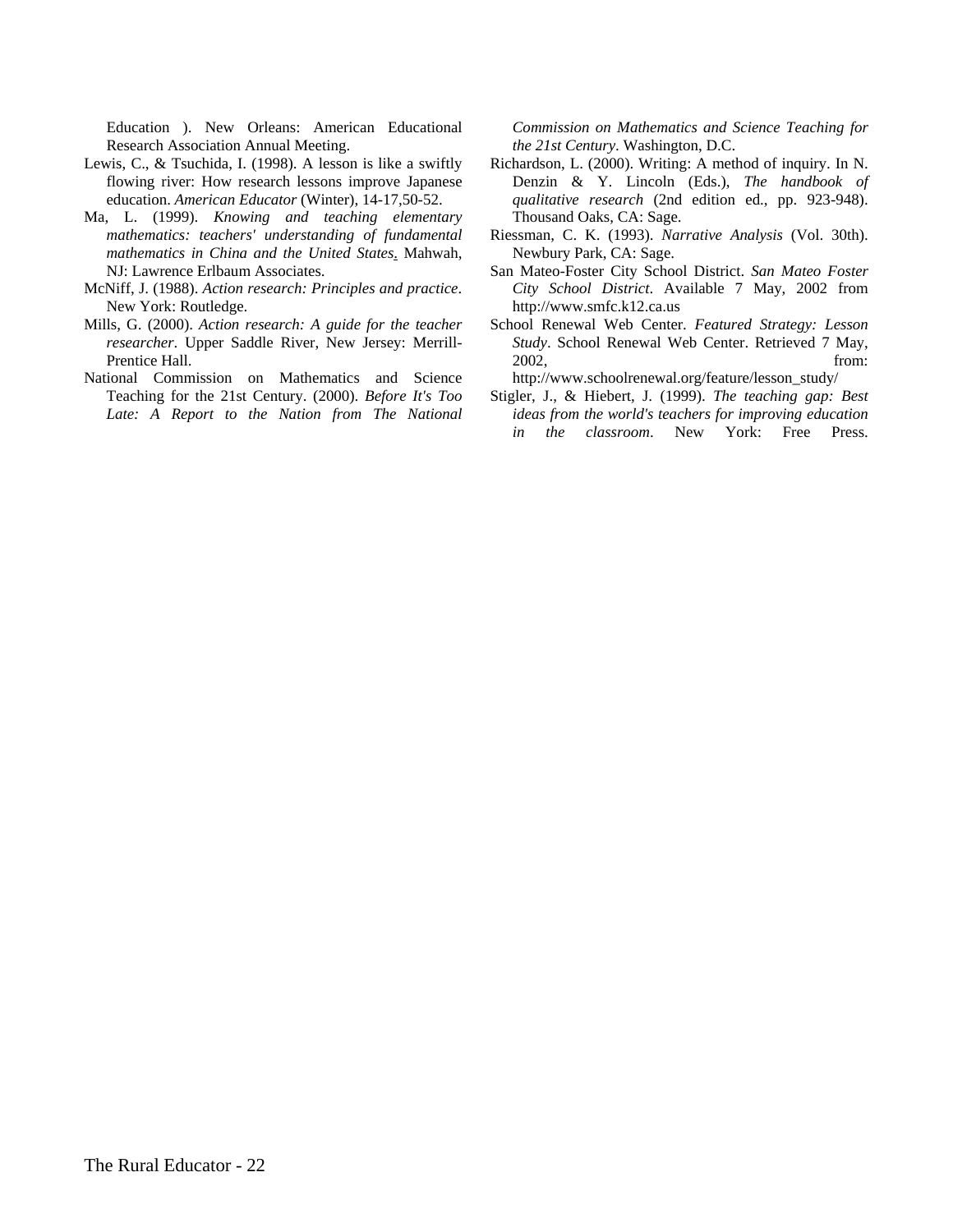Education ). New Orleans: American Educational Research Association Annual Meeting.

Lewis, C., & Tsuchida, I. (1998). A lesson is like a swiftly flowing river: How research lessons improve Japanese education. *American Educator* (Winter), 14-17,50-52.

Ma, L. (1999). *Knowing and teaching elementary mathematics: teachers' understanding of fundamental mathematics in China and the United States*. Mahwah, NJ: Lawrence Erlbaum Associates.

McNiff, J. (1988). *Action research: Principles and practice*. New York: Routledge.

Mills, G. (2000). *Action research: A guide for the teacher researcher*. Upper Saddle River, New Jersey: Merrill-Prentice Hall.

National Commission on Mathematics and Science Teaching for the 21st Century. (2000). *Before It's Too Late: A Report to the Nation from The National Commission on Mathematics and Science Teaching for the 21st Century*. Washington, D.C.

Richardson, L. (2000). Writing: A method of inquiry. In N. Denzin & Y. Lincoln (Eds.), *The handbook of qualitative research* (2nd edition ed., pp. 923-948). Thousand Oaks, CA: Sage.

Riessman, C. K. (1993). *Narrative Analysis* (Vol. 30th). Newbury Park, CA: Sage.

San Mateo-Foster City School District. *San Mateo Foster City School District*. Available 7 May, 2002 from http://www.smfc.k12.ca.us

School Renewal Web Center. *Featured Strategy: Lesson Study*. School Renewal Web Center. Retrieved 7 May, 2002, from: http://www.schoolrenewal.org/feature/lesson_study/

Stigler, J., & Hiebert, J. (1999). *The teaching gap: Best ideas from the world's teachers for improving education in the classroom*. New York: Free Press.